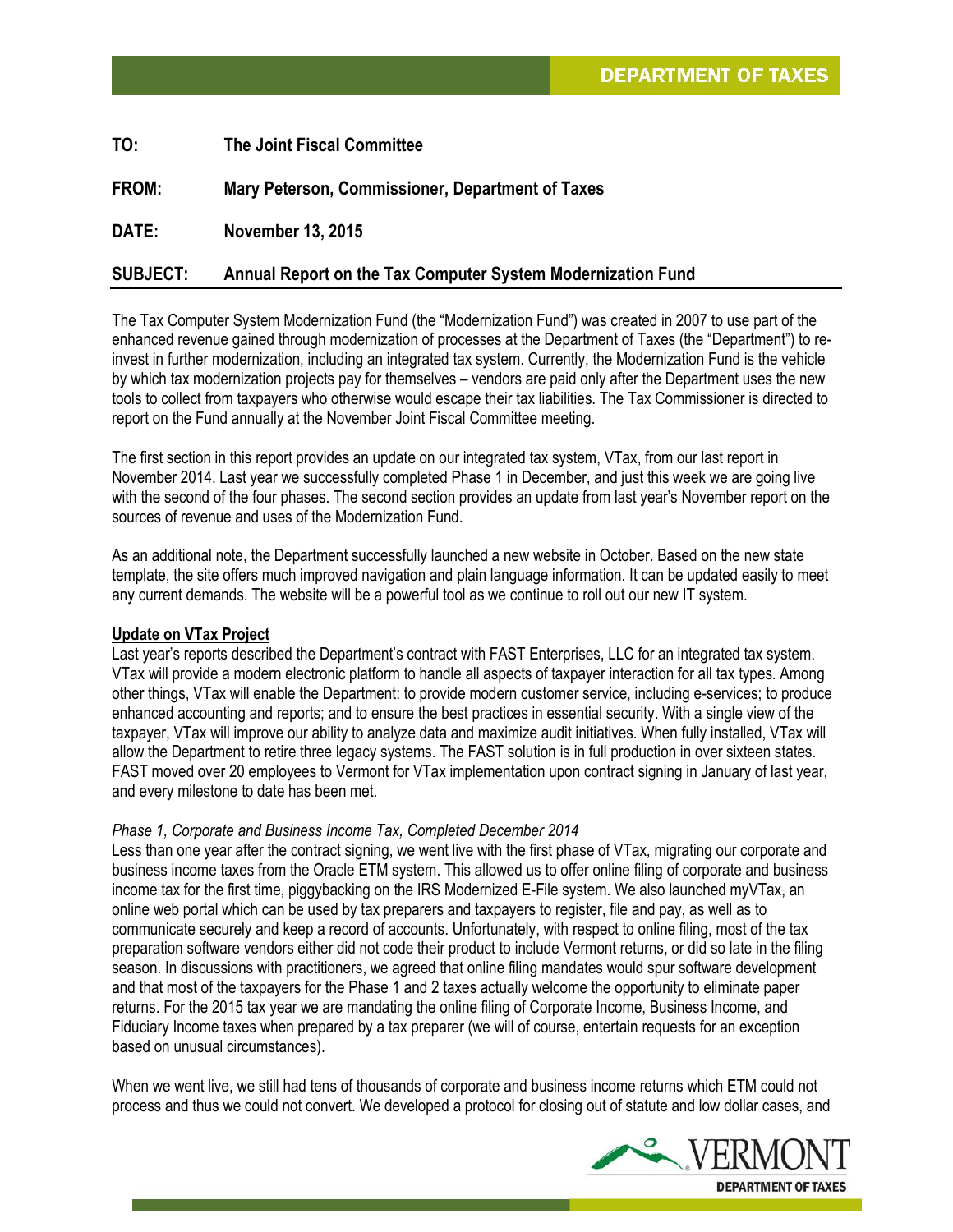**DEPARTMENT OF TAXES**

**TO:** The Joint Fiscal Committee

**FROM:** Mary Peterson, Commissioner, Department of Taxes

**DATE:** November 13, 2015

**SUBJECT:** Annual Report on the Tax Computer System Modernization Fund

The Tax Computer System Modernization Fund (the "Modernization Fund") was created in 2007 to use part of the enhanced revenue gained through modernization of processes at the Department of Taxes (the "Department") to re-invest in further modernization, including an integrated tax system. Currently, the Modernization Fund is the vehicle by which tax modernization projects pay for themselves – vendors are paid only after the Department uses the new tools to collect from taxpayers who otherwise would escape their tax liabilities. The Tax Commissioner is directed to report on the Fund annually at the November Joint Fiscal Committee meeting.

The first section in this report provides an update on our integrated tax system, VTax, from our last report in November 2014. Last year we successfully completed Phase 1 in December, and just this week we are going live with the second of the four phases. The second section provides an update from last year's November report on the sources of revenue and uses of the Modernization Fund.

As an additional note, the Department successfully launched a new website in October. Based on the new state template, the site offers much improved navigation and plain language information. It can be updated easily to meet any current demands. The website will be a powerful tool as we continue to roll out our new IT system.

**Update on VTax Project**

Last year's reports described the Department's contract with FAST Enterprises, LLC for an integrated tax system. VTax will provide a modern electronic platform to handle all aspects of taxpayer interaction for all tax types. Among other things, VTax will enable the Department: to provide modern customer service, including e-services; to produce enhanced accounting and reports; and to ensure the best practices in essential security. With a single view of the taxpayer, VTax will improve our ability to analyze data and maximize audit initiatives. When fully installed, VTax will allow the Department to retire three legacy systems. The FAST solution is in full production in over sixteen states. FAST moved over 20 employees to Vermont for VTax implementation upon contract signing in January of last year, and every milestone to date has been met.

*Phase 1, Corporate and Business Income Tax, Completed December 2014*

Less than one year after the contract signing, we went live with the first phase of VTax, migrating our corporate and business income taxes from the Oracle ETM system. This allowed us to offer online filing of corporate and business income tax for the first time, piggybacking on the IRS Modernized E-File system. We also launched myVTax, an online web portal which can be used by tax preparers and taxpayers to register, file and pay, as well as to communicate securely and keep a record of accounts. Unfortunately, with respect to online filing, most of the tax preparation software vendors either did not code their product to include Vermont returns, or did so late in the filing season. In discussions with practitioners, we agreed that online filing mandates would spur software development and that most of the taxpayers for the Phase 1 and 2 taxes actually welcome the opportunity to eliminate paper returns. For the 2015 tax year we are mandating the online filing of Corporate Income, Business Income, and Fiduciary Income taxes when prepared by a tax preparer (we will of course, entertain requests for an exception based on unusual circumstances).

When we went live, we still had tens of thousands of corporate and business income returns which ETM could not process and thus we could not convert. We developed a protocol for closing out of statute and low dollar cases, and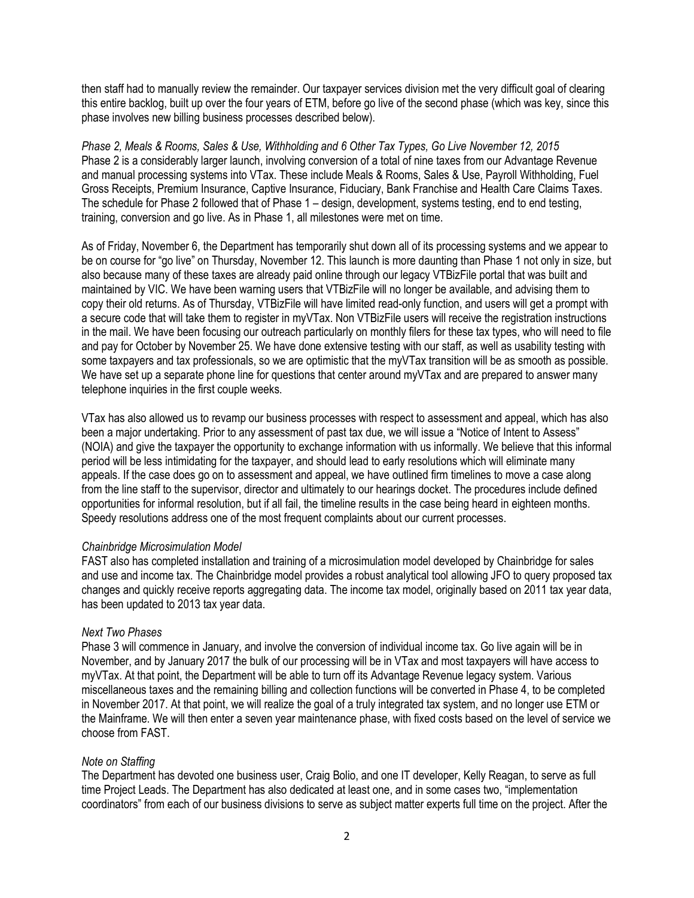then staff had to manually review the remainder. Our taxpayer services division met the very difficult goal of clearing this entire backlog, built up over the four years of ETM, before go live of the second phase (which was key, since this phase involves new billing business processes described below).

*Phase 2, Meals & Rooms, Sales & Use, Withholding and 6 Other Tax Types, Go Live November 12, 2015*
Phase 2 is a considerably larger launch, involving conversion of a total of nine taxes from our Advantage Revenue and manual processing systems into VTax. These include Meals & Rooms, Sales & Use, Payroll Withholding, Fuel Gross Receipts, Premium Insurance, Captive Insurance, Fiduciary, Bank Franchise and Health Care Claims Taxes. The schedule for Phase 2 followed that of Phase 1 – design, development, systems testing, end to end testing, training, conversion and go live. As in Phase 1, all milestones were met on time.

As of Friday, November 6, the Department has temporarily shut down all of its processing systems and we appear to be on course for "go live" on Thursday, November 12. This launch is more daunting than Phase 1 not only in size, but also because many of these taxes are already paid online through our legacy VTBizFile portal that was built and maintained by VIC. We have been warning users that VTBizFile will no longer be available, and advising them to copy their old returns. As of Thursday, VTBizFile will have limited read-only function, and users will get a prompt with a secure code that will take them to register in myVTax. Non VTBizFile users will receive the registration instructions in the mail. We have been focusing our outreach particularly on monthly filers for these tax types, who will need to file and pay for October by November 25. We have done extensive testing with our staff, as well as usability testing with some taxpayers and tax professionals, so we are optimistic that the myVTax transition will be as smooth as possible. We have set up a separate phone line for questions that center around myVTax and are prepared to answer many telephone inquiries in the first couple weeks.

VTax has also allowed us to revamp our business processes with respect to assessment and appeal, which has also been a major undertaking. Prior to any assessment of past tax due, we will issue a "Notice of Intent to Assess" (NOIA) and give the taxpayer the opportunity to exchange information with us informally. We believe that this informal period will be less intimidating for the taxpayer, and should lead to early resolutions which will eliminate many appeals. If the case does go on to assessment and appeal, we have outlined firm timelines to move a case along from the line staff to the supervisor, director and ultimately to our hearings docket. The procedures include defined opportunities for informal resolution, but if all fail, the timeline results in the case being heard in eighteen months. Speedy resolutions address one of the most frequent complaints about our current processes.

*Chainbridge Microsimulation Model*
FAST also has completed installation and training of a microsimulation model developed by Chainbridge for sales and use and income tax. The Chainbridge model provides a robust analytical tool allowing JFO to query proposed tax changes and quickly receive reports aggregating data. The income tax model, originally based on 2011 tax year data, has been updated to 2013 tax year data.

*Next Two Phases*
Phase 3 will commence in January, and involve the conversion of individual income tax. Go live again will be in November, and by January 2017 the bulk of our processing will be in VTax and most taxpayers will have access to myVTax. At that point, the Department will be able to turn off its Advantage Revenue legacy system. Various miscellaneous taxes and the remaining billing and collection functions will be converted in Phase 4, to be completed in November 2017. At that point, we will realize the goal of a truly integrated tax system, and no longer use ETM or the Mainframe. We will then enter a seven year maintenance phase, with fixed costs based on the level of service we choose from FAST.

*Note on Staffing*
The Department has devoted one business user, Craig Bolio, and one IT developer, Kelly Reagan, to serve as full time Project Leads. The Department has also dedicated at least one, and in some cases two, "implementation coordinators" from each of our business divisions to serve as subject matter experts full time on the project. After the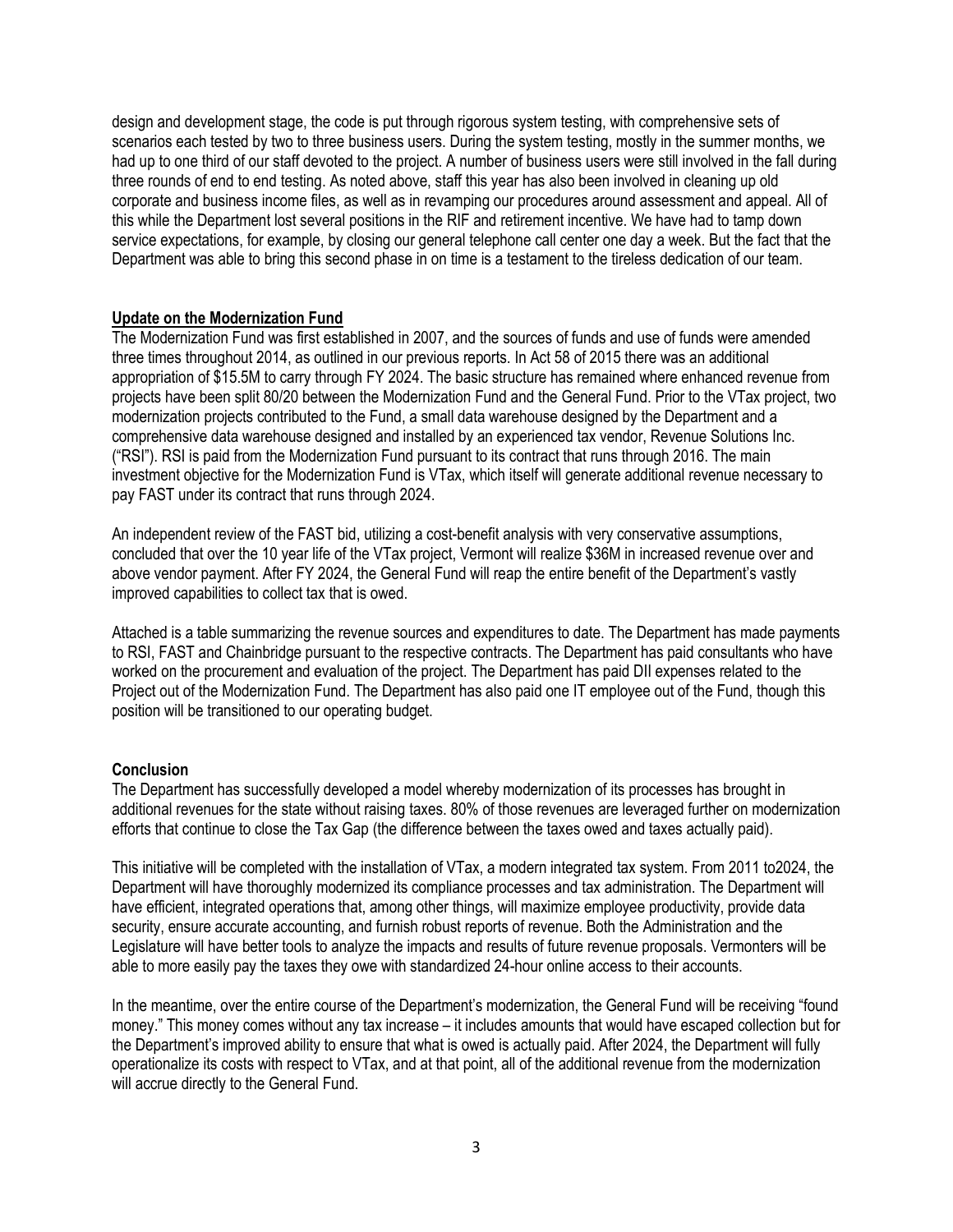design and development stage, the code is put through rigorous system testing, with comprehensive sets of scenarios each tested by two to three business users. During the system testing, mostly in the summer months, we had up to one third of our staff devoted to the project. A number of business users were still involved in the fall during three rounds of end to end testing. As noted above, staff this year has also been involved in cleaning up old corporate and business income files, as well as in revamping our procedures around assessment and appeal. All of this while the Department lost several positions in the RIF and retirement incentive. We have had to tamp down service expectations, for example, by closing our general telephone call center one day a week. But the fact that the Department was able to bring this second phase in on time is a testament to the tireless dedication of our team.

## Update on the Modernization Fund

The Modernization Fund was first established in 2007, and the sources of funds and use of funds were amended three times throughout 2014, as outlined in our previous reports. In Act 58 of 2015 there was an additional appropriation of $15.5M to carry through FY 2024. The basic structure has remained where enhanced revenue from projects have been split 80/20 between the Modernization Fund and the General Fund. Prior to the VTax project, two modernization projects contributed to the Fund, a small data warehouse designed by the Department and a comprehensive data warehouse designed and installed by an experienced tax vendor, Revenue Solutions Inc. ("RSI"). RSI is paid from the Modernization Fund pursuant to its contract that runs through 2016. The main investment objective for the Modernization Fund is VTax, which itself will generate additional revenue necessary to pay FAST under its contract that runs through 2024.

An independent review of the FAST bid, utilizing a cost-benefit analysis with very conservative assumptions, concluded that over the 10 year life of the VTax project, Vermont will realize $36M in increased revenue over and above vendor payment. After FY 2024, the General Fund will reap the entire benefit of the Department's vastly improved capabilities to collect tax that is owed.

Attached is a table summarizing the revenue sources and expenditures to date. The Department has made payments to RSI, FAST and Chainbridge pursuant to the respective contracts. The Department has paid consultants who have worked on the procurement and evaluation of the project. The Department has paid DII expenses related to the Project out of the Modernization Fund. The Department has also paid one IT employee out of the Fund, though this position will be transitioned to our operating budget.

## Conclusion

The Department has successfully developed a model whereby modernization of its processes has brought in additional revenues for the state without raising taxes. 80% of those revenues are leveraged further on modernization efforts that continue to close the Tax Gap (the difference between the taxes owed and taxes actually paid).

This initiative will be completed with the installation of VTax, a modern integrated tax system. From 2011 to2024, the Department will have thoroughly modernized its compliance processes and tax administration. The Department will have efficient, integrated operations that, among other things, will maximize employee productivity, provide data security, ensure accurate accounting, and furnish robust reports of revenue. Both the Administration and the Legislature will have better tools to analyze the impacts and results of future revenue proposals. Vermonters will be able to more easily pay the taxes they owe with standardized 24-hour online access to their accounts.

In the meantime, over the entire course of the Department's modernization, the General Fund will be receiving "found money." This money comes without any tax increase – it includes amounts that would have escaped collection but for the Department's improved ability to ensure that what is owed is actually paid. After 2024, the Department will fully operationalize its costs with respect to VTax, and at that point, all of the additional revenue from the modernization will accrue directly to the General Fund.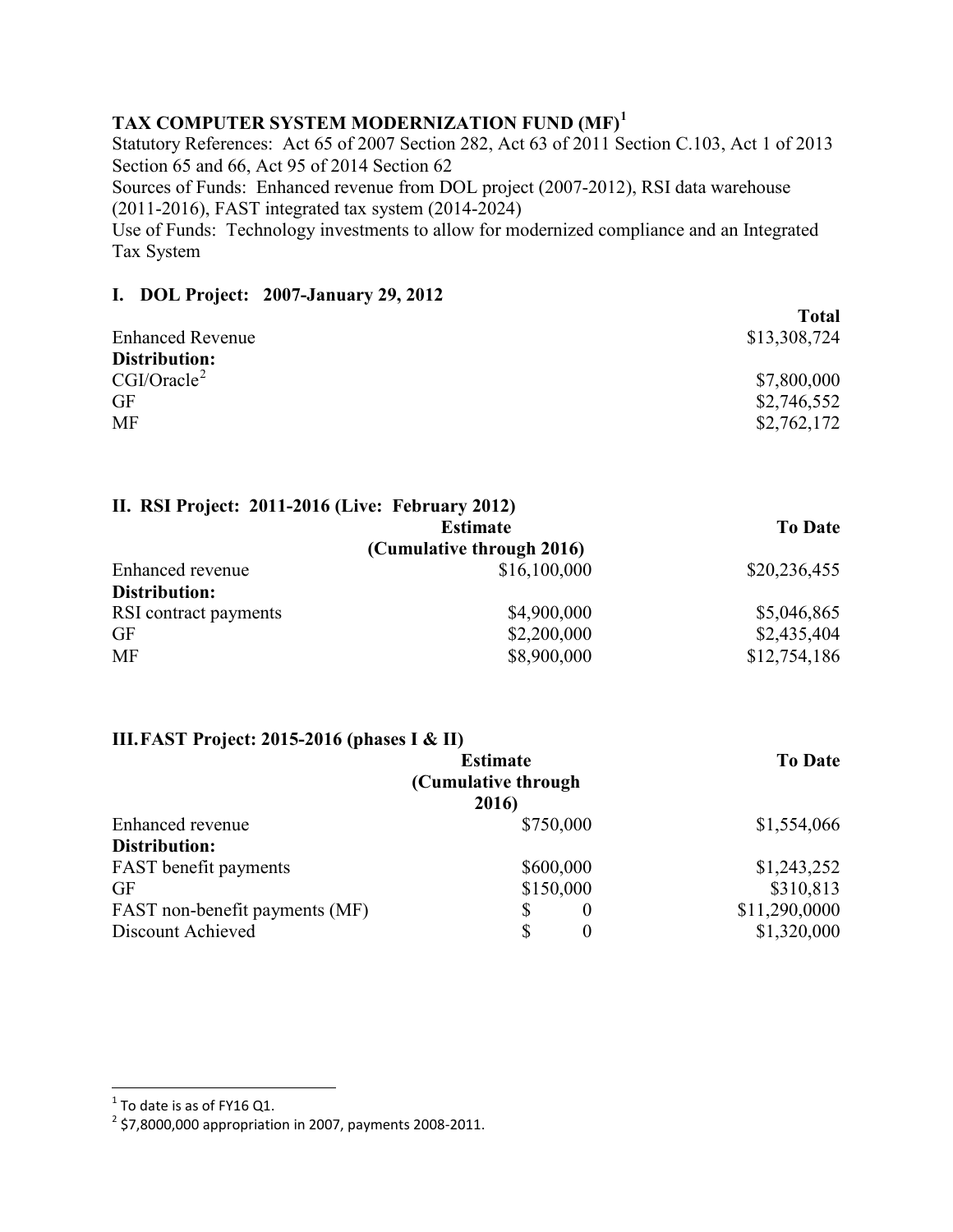## TAX COMPUTER SYSTEM MODERNIZATION FUND (MF)[1]

Statutory References: Act 65 of 2007 Section 282, Act 63 of 2011 Section C.103, Act 1 of 2013 Section 65 and 66, Act 95 of 2014 Section 62

Sources of Funds: Enhanced revenue from DOL project (2007-2012), RSI data warehouse (2011-2016), FAST integrated tax system (2014-2024)

Use of Funds: Technology investments to allow for modernized compliance and an Integrated Tax System

### I. DOL Project: 2007-January 29, 2012

| | Total |
|---|---|
| Enhanced Revenue | $13,308,724 |
| **Distribution:** | |
| CGI/Oracle[2] | $7,800,000 |
| GF | $2,746,552 |
| MF | $2,762,172 |

### II. RSI Project: 2011-2016 (Live: February 2012)

| | Estimate (Cumulative through 2016) | To Date |
|---|---|---|
| Enhanced revenue | $16,100,000 | $20,236,455 |
| **Distribution:** | | |
| RSI contract payments | $4,900,000 | $5,046,865 |
| GF | $2,200,000 | $2,435,404 |
| MF | $8,900,000 | $12,754,186 |

### III. FAST Project: 2015-2016 (phases I & II)

| | Estimate (Cumulative through 2016) | To Date |
|---|---|---|
| Enhanced revenue | $750,000 | $1,554,066 |
| **Distribution:** | | |
| FAST benefit payments | $600,000 | $1,243,252 |
| GF | $150,000 | $310,813 |
| FAST non-benefit payments (MF) | $ 0 | $11,290,0000 |
| Discount Achieved | $ 0 | $1,320,000 |

---

[1] To date is as of FY16 Q1.

[2] $7,8000,000 appropriation in 2007, payments 2008-2011.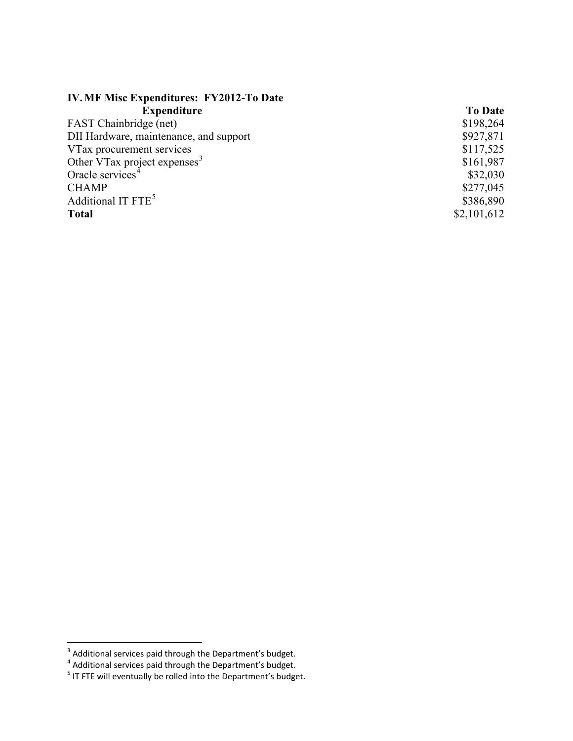### IV. MF Misc Expenditures: FY2012-To Date

| Expenditure | To Date |
|---|---|
| FAST Chainbridge (net) | \$198,264 |
| DII Hardware, maintenance, and support | \$927,871 |
| VTax procurement services | \$117,525 |
| Other VTax project expenses[3] | \$161,987 |
| Oracle services[4] | \$32,030 |
| CHAMP | \$277,045 |
| Additional IT FTE[5] | \$386,890 |
| **Total** | \$2,101,612 |

[3] Additional services paid through the Department's budget.

[4] Additional services paid through the Department's budget.

[5] IT FTE will eventually be rolled into the Department's budget.